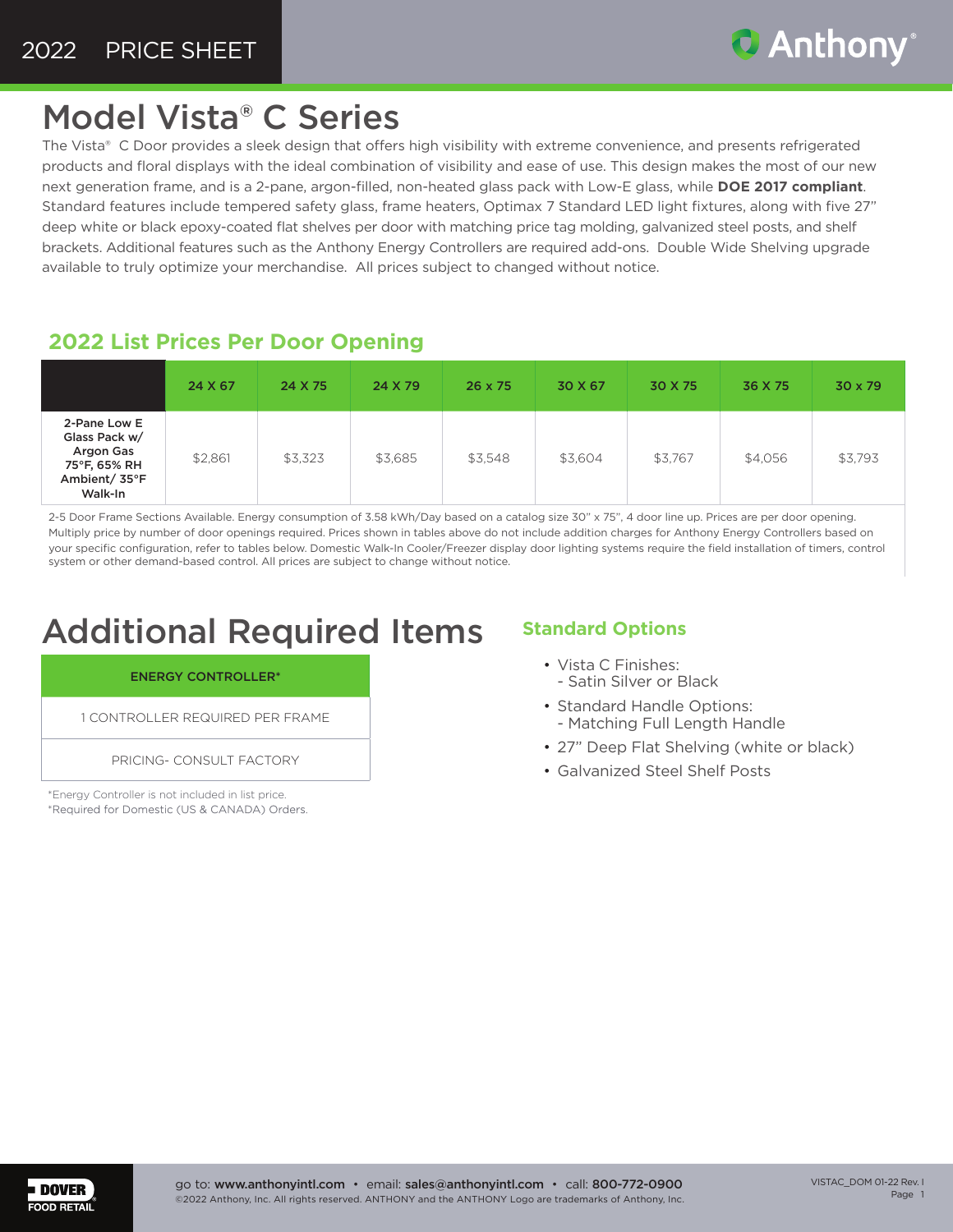2022 PRICE SHEET

# Model Vista® C Series

The Vista® C Door provides a sleek design that offers high visibility with extreme convenience, and presents refrigerated products and floral displays with the ideal combination of visibility and ease of use. This design makes the most of our new next generation frame, and is a 2-pane, argon-filled, non-heated glass pack with Low-E glass, while **DOE 2017 compliant**. Standard features include tempered safety glass, frame heaters, Optimax 7 Standard LED light fixtures, along with five 27" deep white or black epoxy-coated flat shelves per door with matching price tag molding, galvanized steel posts, and shelf brackets. Additional features such as the Anthony Energy Controllers are required add-ons. Double Wide Shelving upgrade available to truly optimize your merchandise. All prices subject to changed without notice.

## 2022 List Prices Per Door Opening

| | 24 X 67 | 24 X 75 | 24 X 79 | 26 x 75 | 30 X 67 | 30 X 75 | 36 X 75 | 30 x 79 |
|---|---|---|---|---|---|---|---|---|
| 2-Pane Low E Glass Pack w/ Argon Gas 75°F, 65% RH Ambient/ 35°F Walk-In | $2,861 | $3,323 | $3,685 | $3,548 | $3,604 | $3,767 | $4,056 | $3,793 |

2-5 Door Frame Sections Available. Energy consumption of 3.58 kWh/Day based on a catalog size 30" x 75", 4 door line up. Prices are per door opening. Multiply price by number of door openings required. Prices shown in tables above do not include addition charges for Anthony Energy Controllers based on your specific configuration, refer to tables below. Domestic Walk-In Cooler/Freezer display door lighting systems require the field installation of timers, control system or other demand-based control. All prices are subject to change without notice.

# Additional Required Items

| ENERGY CONTROLLER* |
|---|
| 1 CONTROLLER REQUIRED PER FRAME |
| PRICING- CONSULT FACTORY |

*Energy Controller is not included in list price.
*Required for Domestic (US & CANADA) Orders.

## Standard Options

- Vista C Finishes:
  - Satin Silver or Black
- Standard Handle Options:
  - Matching Full Length Handle
- 27" Deep Flat Shelving (white or black)
- Galvanized Steel Shelf Posts

go to: **www.anthonyintl.com** • email: **sales@anthonyintl.com** • call: **800-772-0900**
©2022 Anthony, Inc. All rights reserved. ANTHONY and the ANTHONY Logo are trademarks of Anthony, Inc.

VISTAC_DOM 01-22 Rev. I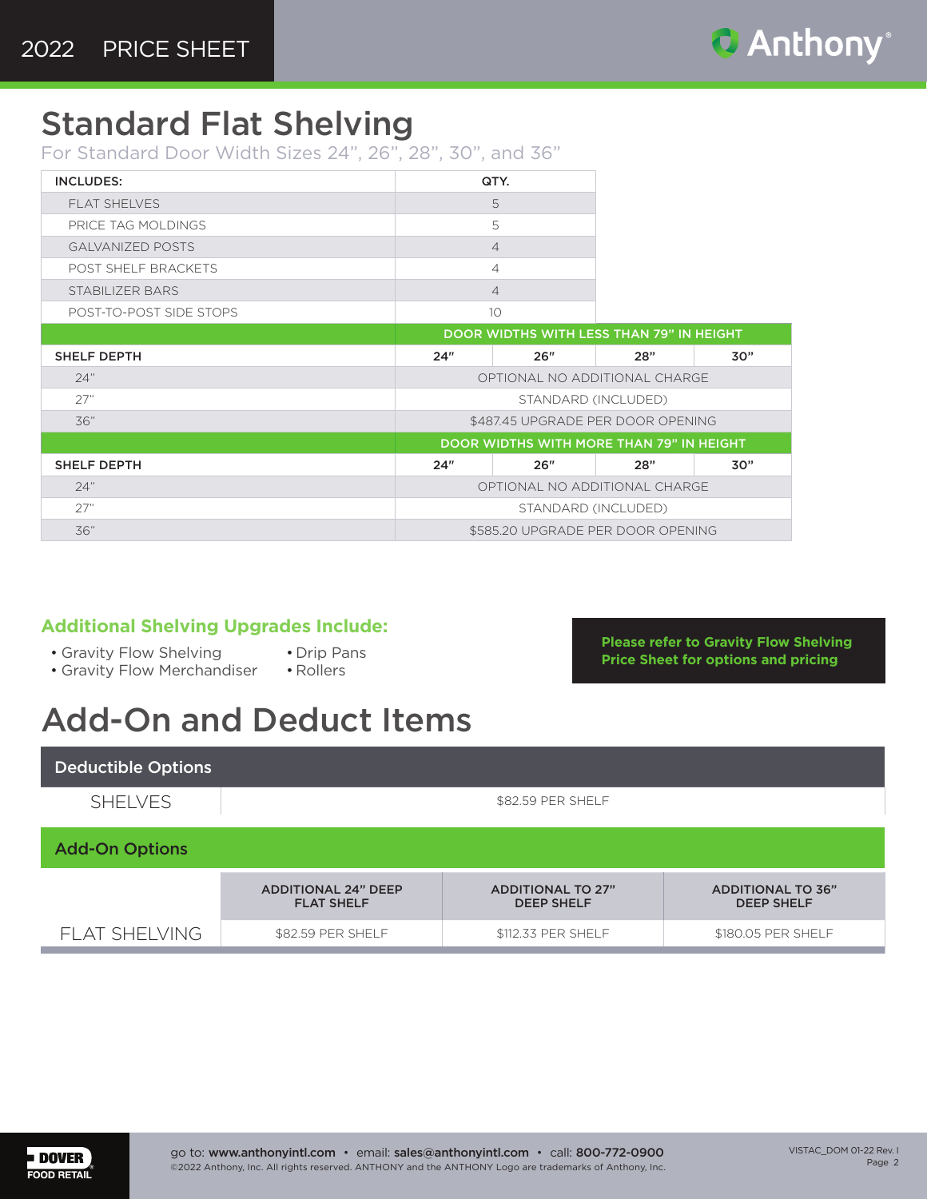# Standard Flat Shelving

For Standard Door Width Sizes 24", 26", 28", 30", and 36"

| INCLUDES: | QTY. | | | |
|---|---|---|---|---|
| FLAT SHELVES | 5 | | | |
| PRICE TAG MOLDINGS | 5 | | | |
| GALVANIZED POSTS | 4 | | | |
| POST SHELF BRACKETS | 4 | | | |
| STABILIZER BARS | 4 | | | |
| POST-TO-POST SIDE STOPS | 10 | | | |
| | DOOR WIDTHS WITH LESS THAN 79" IN HEIGHT | | | |
| SHELF DEPTH | 24" | 26" | 28" | 30" |
| 24" | OPTIONAL NO ADDITIONAL CHARGE | | | |
| 27" | STANDARD (INCLUDED) | | | |
| 36" | $487.45 UPGRADE PER DOOR OPENING | | | |
| | DOOR WIDTHS WITH MORE THAN 79" IN HEIGHT | | | |
| SHELF DEPTH | 24" | 26" | 28" | 30" |
| 24" | OPTIONAL NO ADDITIONAL CHARGE | | | |
| 27" | STANDARD (INCLUDED) | | | |
| 36" | $585.20 UPGRADE PER DOOR OPENING | | | |

### Additional Shelving Upgrades Include:

- Gravity Flow Shelving
- Gravity Flow Merchandiser
- Drip Pans
- Rollers

**Please refer to Gravity Flow Shelving Price Sheet for options and pricing**

# Add-On and Deduct Items

| Deductible Options | |
|---|---|
| SHELVES | $82.59 PER SHELF |

| Add-On Options | ADDITIONAL 24" DEEP FLAT SHELF | ADDITIONAL TO 27" DEEP SHELF | ADDITIONAL TO 36" DEEP SHELF |
|---|---|---|---|
| FLAT SHELVING | $82.59 PER SHELF | $112.33 PER SHELF | $180.05 PER SHELF |

go to: **www.anthonyintl.com** • email: **sales@anthonyintl.com** • call: **800-772-0900**

©2022 Anthony, Inc. All rights reserved. ANTHONY and the ANTHONY Logo are trademarks of Anthony, Inc.

VISTAC_DOM 01-22 Rev. I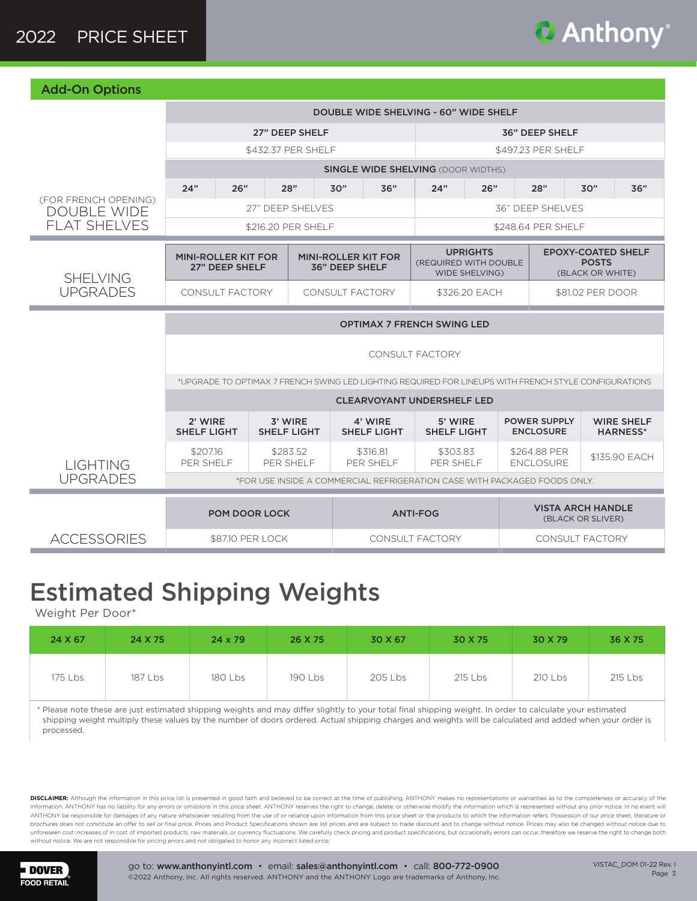## Add-On Options

| | | | | | | | | | | |
|---|---|---|---|---|---|---|---|---|---|---|
| (FOR FRENCH OPENING) DOUBLE WIDE FLAT SHELVES | DOUBLE WIDE SHELVING - 60" WIDE SHELF | | | | | | | | | |
| | 27" DEEP SHELF | | | | | 36" DEEP SHELF | | | | |
| | $432.37 PER SHELF | | | | | $497.23 PER SHELF | | | | |
| | SINGLE WIDE SHELVING (DOOR WIDTHS) | | | | | | | | | |
| | 24" | 26" | 28" | 30" | 36" | 24" | 26" | 28" | 30" | 36" |
| | 27" DEEP SHELVES | | | | | 36" DEEP SHELVES | | | | |
| | $216.20 PER SHELF | | | | | $248.64 PER SHELF | | | | |

| | | | | |
|---|---|---|---|---|
| SHELVING UPGRADES | MINI-ROLLER KIT FOR 27" DEEP SHELF | MINI-ROLLER KIT FOR 36" DEEP SHELF | UPRIGHTS (REQUIRED WITH DOUBLE WIDE SHELVING) | EPOXY-COATED SHELF POSTS (BLACK OR WHITE) |
| | CONSULT FACTORY | CONSULT FACTORY | $326.20 EACH | $81.02 PER DOOR |

| | | | | | | |
|---|---|---|---|---|---|---|
| LIGHTING UPGRADES | OPTIMAX 7 FRENCH SWING LED | | | | | |
| | CONSULT FACTORY | | | | | |
| | *UPGRADE TO OPTIMAX 7 FRENCH SWING LED LIGHTING REQUIRED FOR LINEUPS WITH FRENCH STYLE CONFIGURATIONS | | | | | |
| | CLEARVOYANT UNDERSHELF LED | | | | | |
| | 2' WIRE SHELF LIGHT | 3' WIRE SHELF LIGHT | 4' WIRE SHELF LIGHT | 5' WIRE SHELF LIGHT | POWER SUPPLY ENCLOSURE | WIRE SHELF HARNESS* |
| | $207.16 PER SHELF | $283.52 PER SHELF | $316.81 PER SHELF | $303.83 PER SHELF | $264.88 PER ENCLOSURE | $135.90 EACH |
| | *FOR USE INSIDE A COMMERCIAL REFRIGERATION CASE WITH PACKAGED FOODS ONLY. | | | | | |

| | | | |
|---|---|---|---|
| ACCESSORIES | POM DOOR LOCK | ANTI-FOG | VISTA ARCH HANDLE (BLACK OR SLIVER) |
| | $87.10 PER LOCK | CONSULT FACTORY | CONSULT FACTORY |

# Estimated Shipping Weights

Weight Per Door*

| 24 X 67 | 24 X 75 | 24 x 79 | 26 X 75 | 30 X 67 | 30 X 75 | 30 X 79 | 36 X 75 |
|---|---|---|---|---|---|---|---|
| 175 Lbs | 187 Lbs | 180 Lbs | 190 Lbs | 205 Lbs | 215 Lbs | 210 Lbs | 215 Lbs |

* Please note these are just estimated shipping weights and may differ slightly to your total final shipping weight. In order to calculate your estimated shipping weight multiply these values by the number of doors ordered. Actual shipping charges and weights will be calculated and added when your order is processed.

**DISCLAIMER:** Although the information in this price list is presented in good faith and believed to be correct at the time of publishing, ANTHONY makes no representations or warranties as to the completeness or accuracy of the information. ANTHONY has no liability for any errors or omissions in this price sheet. ANTHONY reserves the right to change, delete, or otherwise modify the information which is represented without any prior notice. In no event will ANTHONY be responsible for damages of any nature whatsoever resulting from the use of or reliance upon information from this price sheet or the products to which the information refers. Possession of our price sheet, literature or brochures does not constitute an offer to sell or final price. Prices and Product Specifications shown are list prices and are subject to trade discount and to change without notice. Prices may also be changed without notice due to unforeseen cost increases of in cost of imported products, raw materials, or currency fluctuations. We carefully check pricing and product specifications, but occasionally errors can occur, therefore we reserve the right to change both without notice. We are not responsible for pricing errors and not obligated to honor any incorrect listed price.

go to: **www.anthonyintl.com** • email: **sales@anthonyintl.com** • call: **800-772-0900**
©2022 Anthony, Inc. All rights reserved. ANTHONY and the ANTHONY Logo are trademarks of Anthony, Inc.

VISTAC_DOM 01-22 Rev. I